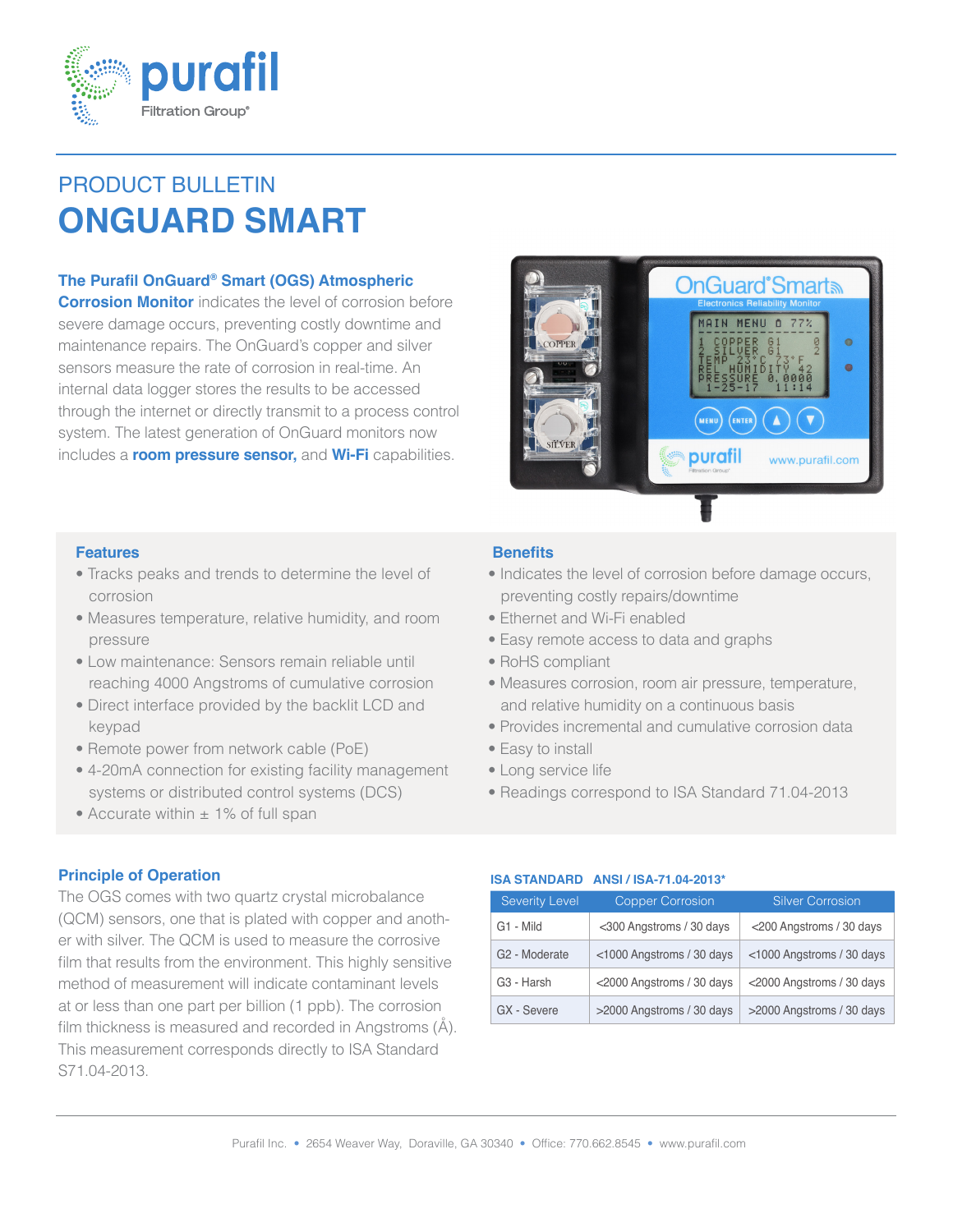# PRODUCT BULLETIN

# ONGUARD SMART

**The Purafil OnGuard® Smart (OGS) Atmospheric Corrosion Monitor** indicates the level of corrosion before severe damage occurs, preventing costly downtime and maintenance repairs. The OnGuard's copper and silver sensors measure the rate of corrosion in real-time. An internal data logger stores the results to be accessed through the internet or directly transmit to a process control system. The latest generation of OnGuard monitors now includes a **room pressure sensor,** and **Wi-Fi** capabilities.

## Features

- Tracks peaks and trends to determine the level of corrosion
- Measures temperature, relative humidity, and room pressure
- Low maintenance: Sensors remain reliable until reaching 4000 Angstroms of cumulative corrosion
- Direct interface provided by the backlit LCD and keypad
- Remote power from network cable (PoE)
- 4-20mA connection for existing facility management systems or distributed control systems (DCS)
- Accurate within ± 1% of full span

## Benefits

- Indicates the level of corrosion before damage occurs, preventing costly repairs/downtime
- Ethernet and Wi-Fi enabled
- Easy remote access to data and graphs
- RoHS compliant
- Measures corrosion, room air pressure, temperature, and relative humidity on a continuous basis
- Provides incremental and cumulative corrosion data
- Easy to install
- Long service life
- Readings correspond to ISA Standard 71.04-2013

## Principle of Operation

The OGS comes with two quartz crystal microbalance (QCM) sensors, one that is plated with copper and another with silver. The QCM is used to measure the corrosive film that results from the environment. This highly sensitive method of measurement will indicate contaminant levels at or less than one part per billion (1 ppb). The corrosion film thickness is measured and recorded in Angstroms (Å). This measurement corresponds directly to ISA Standard S71.04-2013.

**ISA STANDARD ANSI / ISA-71.04-2013***

| Severity Level | Copper Corrosion | Silver Corrosion |
|---|---|---|
| G1 - Mild | <300 Angstroms / 30 days | <200 Angstroms / 30 days |
| G2 - Moderate | <1000 Angstroms / 30 days | <1000 Angstroms / 30 days |
| G3 - Harsh | <2000 Angstroms / 30 days | <2000 Angstroms / 30 days |
| GX - Severe | >2000 Angstroms / 30 days | >2000 Angstroms / 30 days |

Purafil Inc. • 2654 Weaver Way, Doraville, GA 30340 • Office: 770.662.8545 • www.purafil.com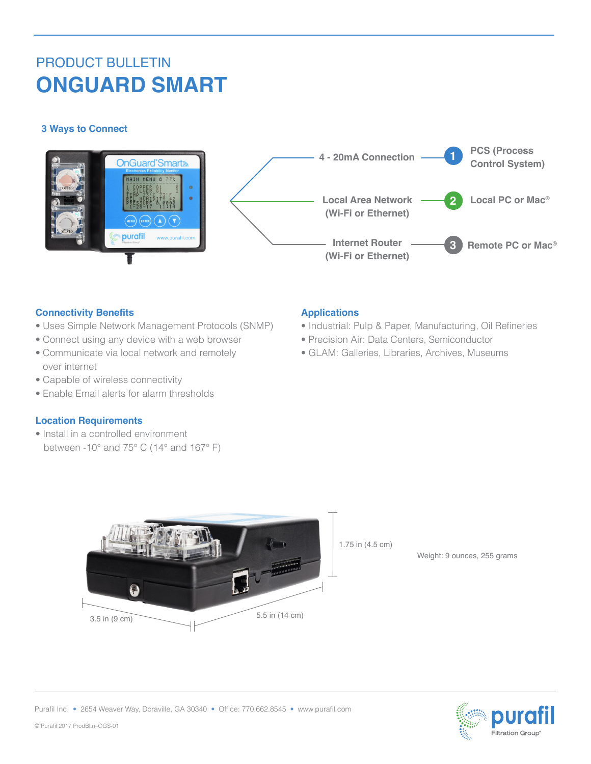PRODUCT BULLETIN

# ONGUARD SMART

### 3 Ways to Connect

4 - 20mA Connection — 1 PCS (Process Control System)

Local Area Network (Wi-Fi or Ethernet) — 2 Local PC or Mac®

Internet Router (Wi-Fi or Ethernet) — 3 Remote PC or Mac®

### Connectivity Benefits

- Uses Simple Network Management Protocols (SNMP)
- Connect using any device with a web browser
- Communicate via local network and remotely over internet
- Capable of wireless connectivity
- Enable Email alerts for alarm thresholds

### Location Requirements

- Install in a controlled environment between -10° and 75° C (14° and 167° F)

### Applications

- Industrial: Pulp & Paper, Manufacturing, Oil Refineries
- Precision Air: Data Centers, Semiconductor
- GLAM: Galleries, Libraries, Archives, Museums

1.75 in (4.5 cm)

3.5 in (9 cm)

5.5 in (14 cm)

Weight: 9 ounces, 255 grams

Purafil Inc. • 2654 Weaver Way, Doraville, GA 30340 • Office: 770.662.8545 • www.purafil.com

© Purafil 2017 ProdBltn-OGS-01